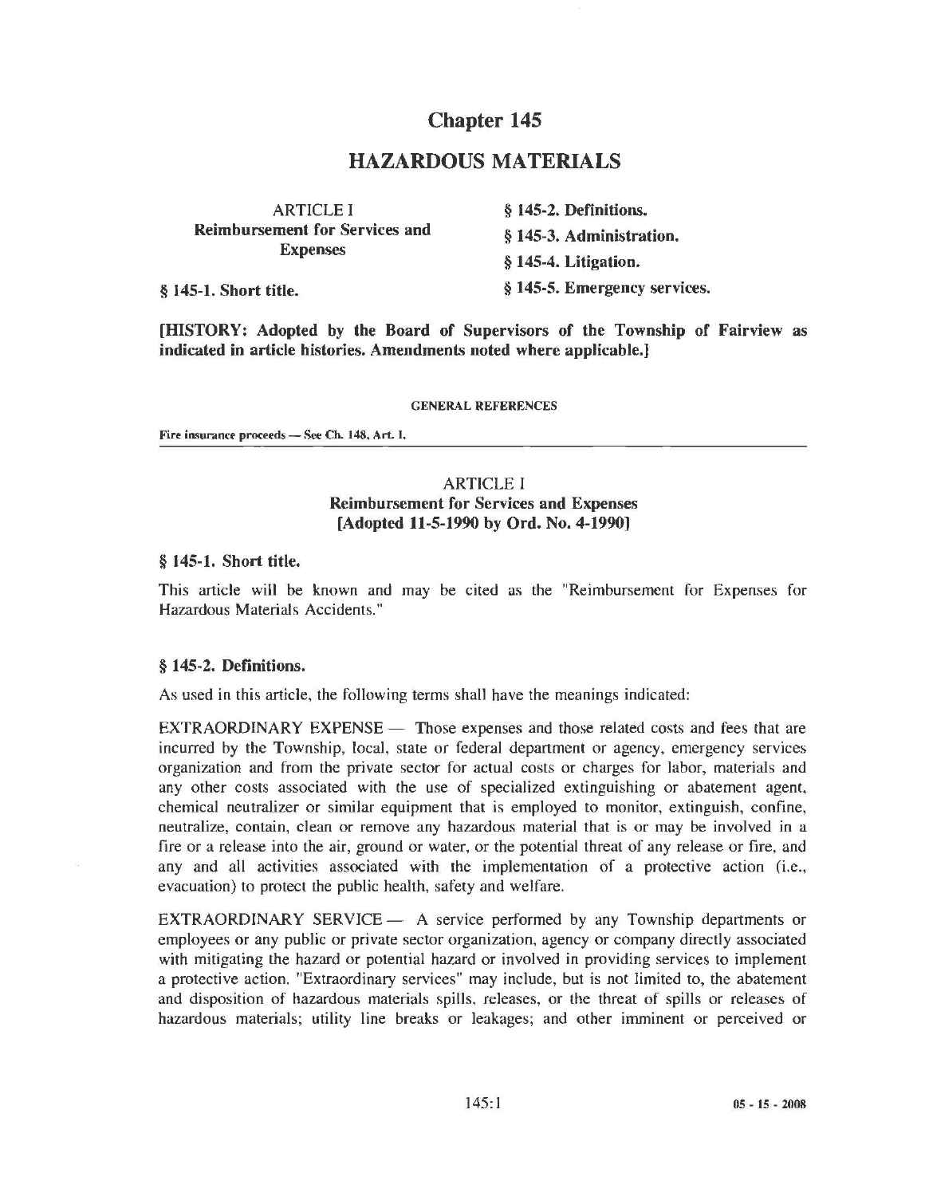# Chapter 145

# HAZARDOUS MATERIALS

ARTICLE I
**Reimbursement for Services and Expenses**

**§ 145-1. Short title.**

**§ 145-2. Definitions.**

**§ 145-3. Administration.**

**§ 145-4. Litigation.**

**§ 145-5. Emergency services.**

**[HISTORY: Adopted by the Board of Supervisors of the Township of Fairview as indicated in article histories. Amendments noted where applicable.]**

GENERAL REFERENCES

Fire insurance proceeds — See Ch. 148, Art. I.

## ARTICLE I
## Reimbursement for Services and Expenses
## [Adopted 11-5-1990 by Ord. No. 4-1990]

### § 145-1. Short title.

This article will be known and may be cited as the "Reimbursement for Expenses for Hazardous Materials Accidents."

### § 145-2. Definitions.

As used in this article, the following terms shall have the meanings indicated:

EXTRAORDINARY EXPENSE — Those expenses and those related costs and fees that are incurred by the Township, local, state or federal department or agency, emergency services organization and from the private sector for actual costs or charges for labor, materials and any other costs associated with the use of specialized extinguishing or abatement agent, chemical neutralizer or similar equipment that is employed to monitor, extinguish, confine, neutralize, contain, clean or remove any hazardous material that is or may be involved in a fire or a release into the air, ground or water, or the potential threat of any release or fire, and any and all activities associated with the implementation of a protective action (i.e., evacuation) to protect the public health, safety and welfare.

EXTRAORDINARY SERVICE — A service performed by any Township departments or employees or any public or private sector organization, agency or company directly associated with mitigating the hazard or potential hazard or involved in providing services to implement a protective action. "Extraordinary services" may include, but is not limited to, the abatement and disposition of hazardous materials spills, releases, or the threat of spills or releases of hazardous materials; utility line breaks or leakages; and other imminent or perceived or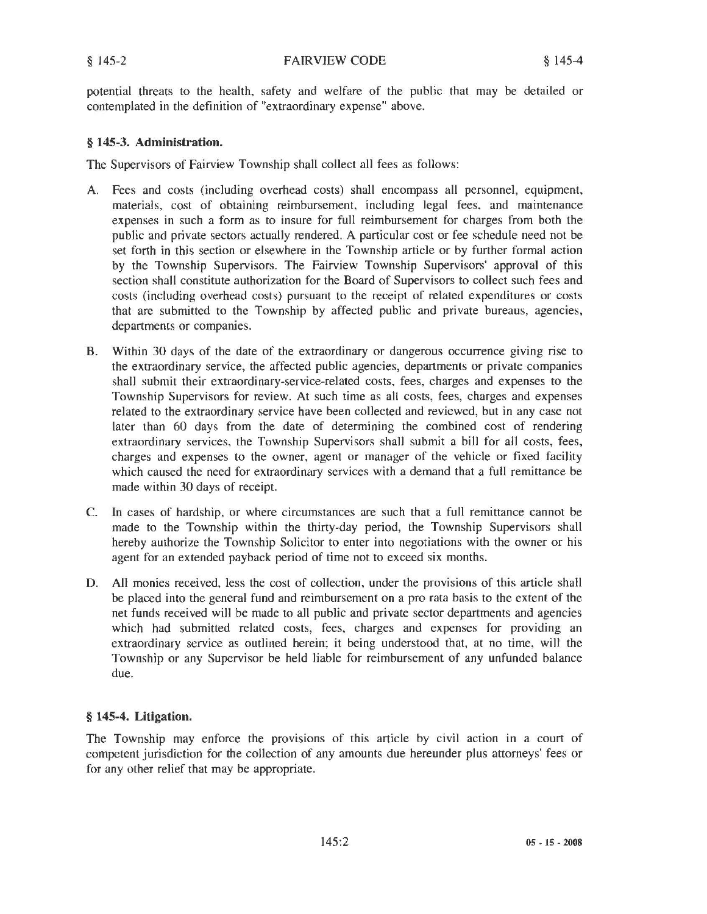potential threats to the health, safety and welfare of the public that may be detailed or contemplated in the definition of "extraordinary expense" above.

### § 145-3. Administration.

The Supervisors of Fairview Township shall collect all fees as follows:

A. Fees and costs (including overhead costs) shall encompass all personnel, equipment, materials, cost of obtaining reimbursement, including legal fees, and maintenance expenses in such a form as to insure for full reimbursement for charges from both the public and private sectors actually rendered. A particular cost or fee schedule need not be set forth in this section or elsewhere in the Township article or by further formal action by the Township Supervisors. The Fairview Township Supervisors' approval of this section shall constitute authorization for the Board of Supervisors to collect such fees and costs (including overhead costs) pursuant to the receipt of related expenditures or costs that are submitted to the Township by affected public and private bureaus, agencies, departments or companies.

B. Within 30 days of the date of the extraordinary or dangerous occurrence giving rise to the extraordinary service, the affected public agencies, departments or private companies shall submit their extraordinary-service-related costs, fees, charges and expenses to the Township Supervisors for review. At such time as all costs, fees, charges and expenses related to the extraordinary service have been collected and reviewed, but in any case not later than 60 days from the date of determining the combined cost of rendering extraordinary services, the Township Supervisors shall submit a bill for all costs, fees, charges and expenses to the owner, agent or manager of the vehicle or fixed facility which caused the need for extraordinary services with a demand that a full remittance be made within 30 days of receipt.

C. In cases of hardship, or where circumstances are such that a full remittance cannot be made to the Township within the thirty-day period, the Township Supervisors shall hereby authorize the Township Solicitor to enter into negotiations with the owner or his agent for an extended payback period of time not to exceed six months.

D. All monies received, less the cost of collection, under the provisions of this article shall be placed into the general fund and reimbursement on a pro rata basis to the extent of the net funds received will be made to all public and private sector departments and agencies which had submitted related costs, fees, charges and expenses for providing an extraordinary service as outlined herein; it being understood that, at no time, will the Township or any Supervisor be held liable for reimbursement of any unfunded balance due.

### § 145-4. Litigation.

The Township may enforce the provisions of this article by civil action in a court of competent jurisdiction for the collection of any amounts due hereunder plus attorneys' fees or for any other relief that may be appropriate.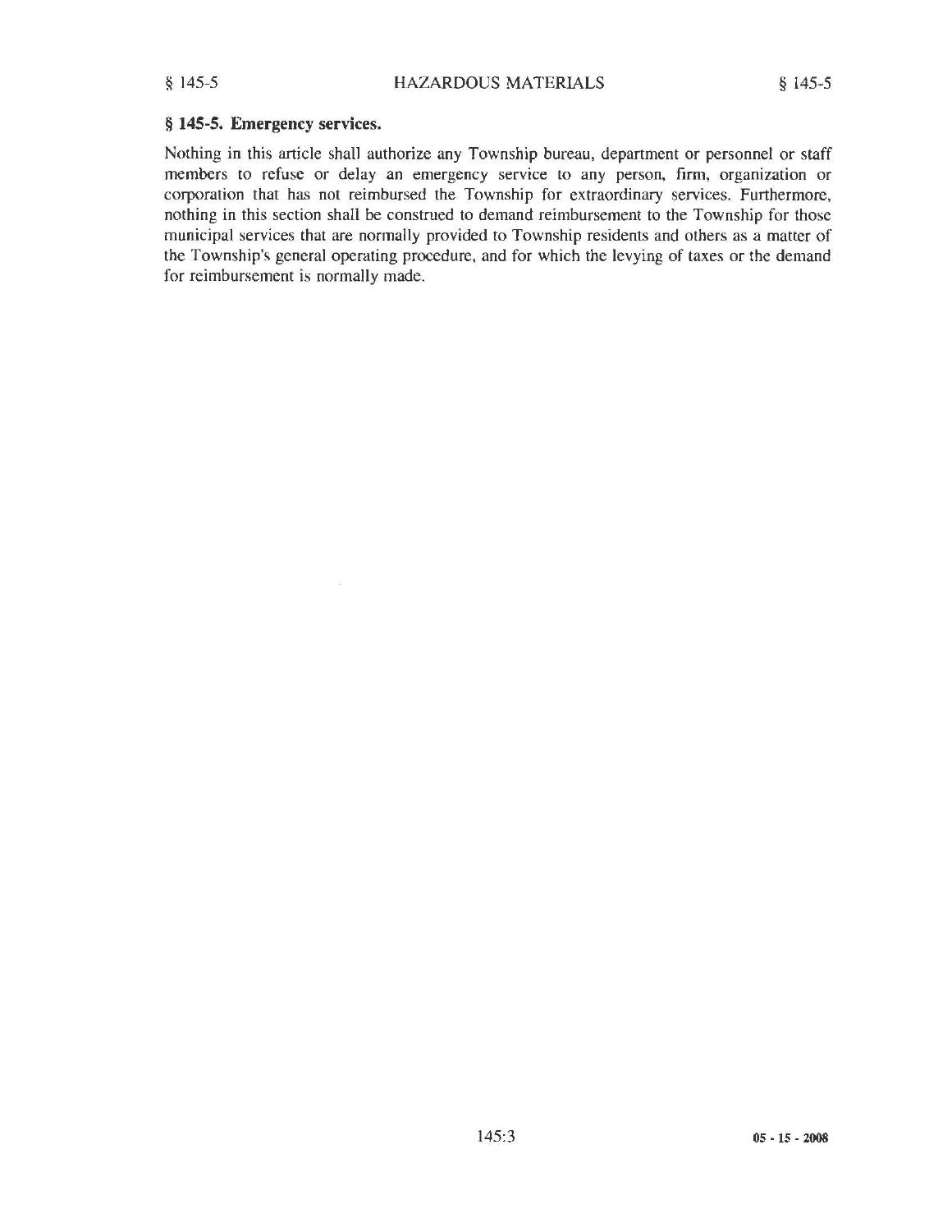## § 145-5. Emergency services.

Nothing in this article shall authorize any Township bureau, department or personnel or staff members to refuse or delay an emergency service to any person, firm, organization or corporation that has not reimbursed the Township for extraordinary services. Furthermore, nothing in this section shall be construed to demand reimbursement to the Township for those municipal services that are normally provided to Township residents and others as a matter of the Township's general operating procedure, and for which the levying of taxes or the demand for reimbursement is normally made.